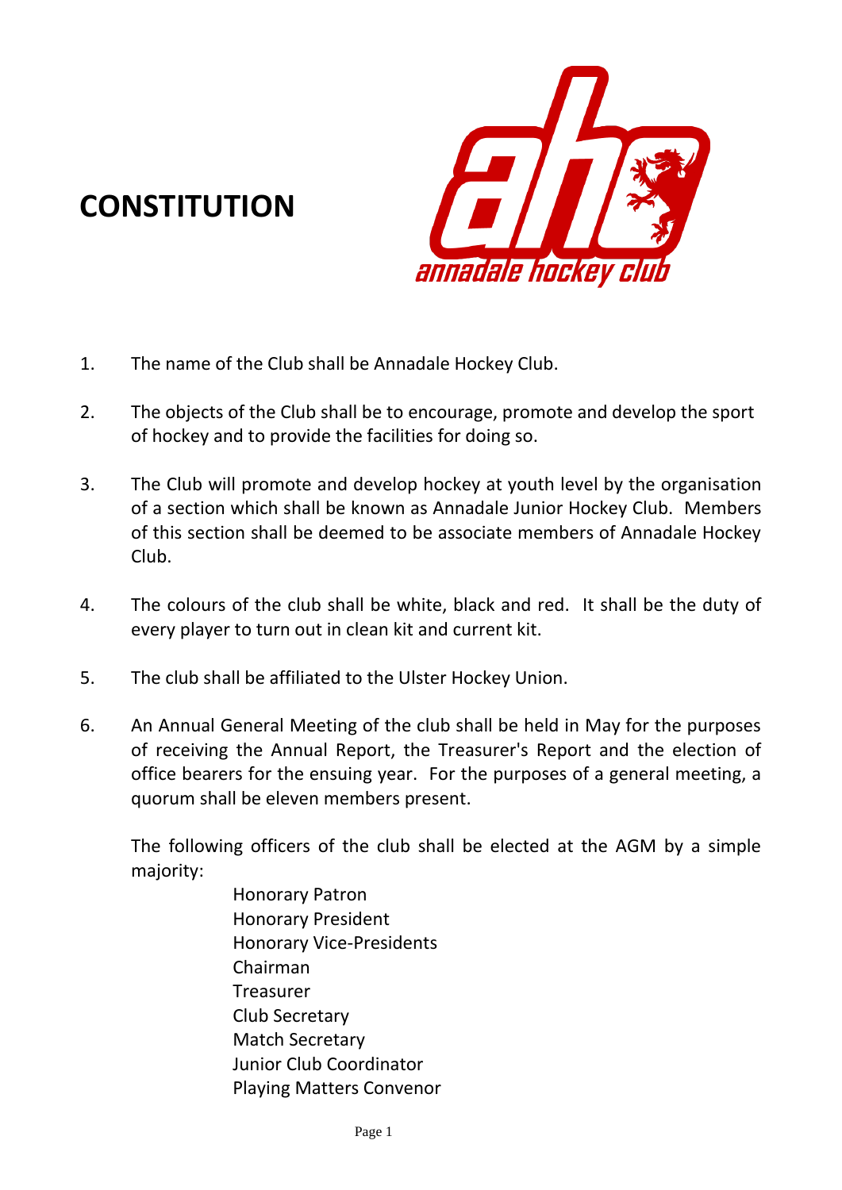# CONSTITUTION

1. The name of the Club shall be Annadale Hockey Club.

2. The objects of the Club shall be to encourage, promote and develop the sport of hockey and to provide the facilities for doing so.

3. The Club will promote and develop hockey at youth level by the organisation of a section which shall be known as Annadale Junior Hockey Club. Members of this section shall be deemed to be associate members of Annadale Hockey Club.

4. The colours of the club shall be white, black and red. It shall be the duty of every player to turn out in clean kit and current kit.

5. The club shall be affiliated to the Ulster Hockey Union.

6. An Annual General Meeting of the club shall be held in May for the purposes of receiving the Annual Report, the Treasurer's Report and the election of office bearers for the ensuing year. For the purposes of a general meeting, a quorum shall be eleven members present.

   The following officers of the club shall be elected at the AGM by a simple majority:

   - Honorary Patron
   - Honorary President
   - Honorary Vice-Presidents
   - Chairman
   - Treasurer
   - Club Secretary
   - Match Secretary
   - Junior Club Coordinator
   - Playing Matters Convenor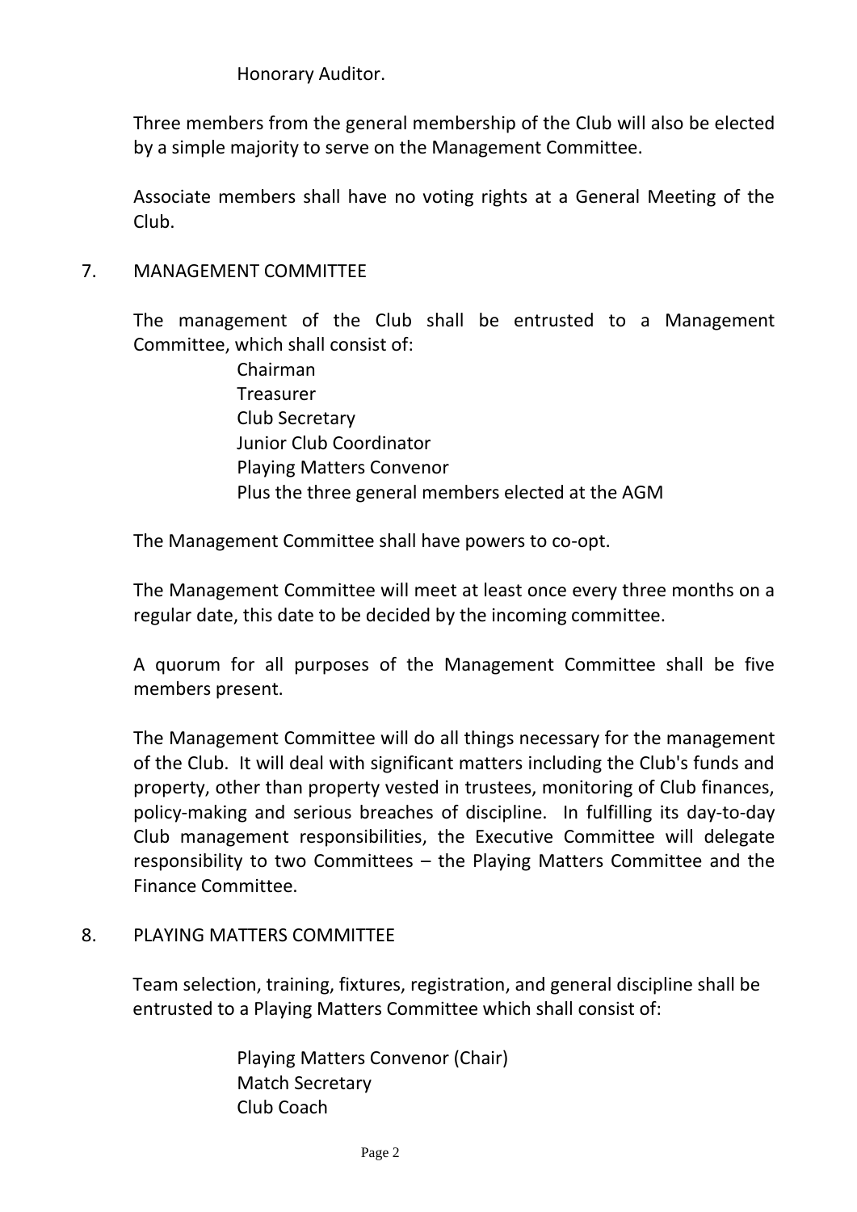Honorary Auditor.

Three members from the general membership of the Club will also be elected by a simple majority to serve on the Management Committee.

Associate members shall have no voting rights at a General Meeting of the Club.

## 7. MANAGEMENT COMMITTEE

The management of the Club shall be entrusted to a Management Committee, which shall consist of:

Chairman
Treasurer
Club Secretary
Junior Club Coordinator
Playing Matters Convenor
Plus the three general members elected at the AGM

The Management Committee shall have powers to co-opt.

The Management Committee will meet at least once every three months on a regular date, this date to be decided by the incoming committee.

A quorum for all purposes of the Management Committee shall be five members present.

The Management Committee will do all things necessary for the management of the Club. It will deal with significant matters including the Club's funds and property, other than property vested in trustees, monitoring of Club finances, policy-making and serious breaches of discipline. In fulfilling its day-to-day Club management responsibilities, the Executive Committee will delegate responsibility to two Committees – the Playing Matters Committee and the Finance Committee.

## 8. PLAYING MATTERS COMMITTEE

Team selection, training, fixtures, registration, and general discipline shall be entrusted to a Playing Matters Committee which shall consist of:

Playing Matters Convenor (Chair)
Match Secretary
Club Coach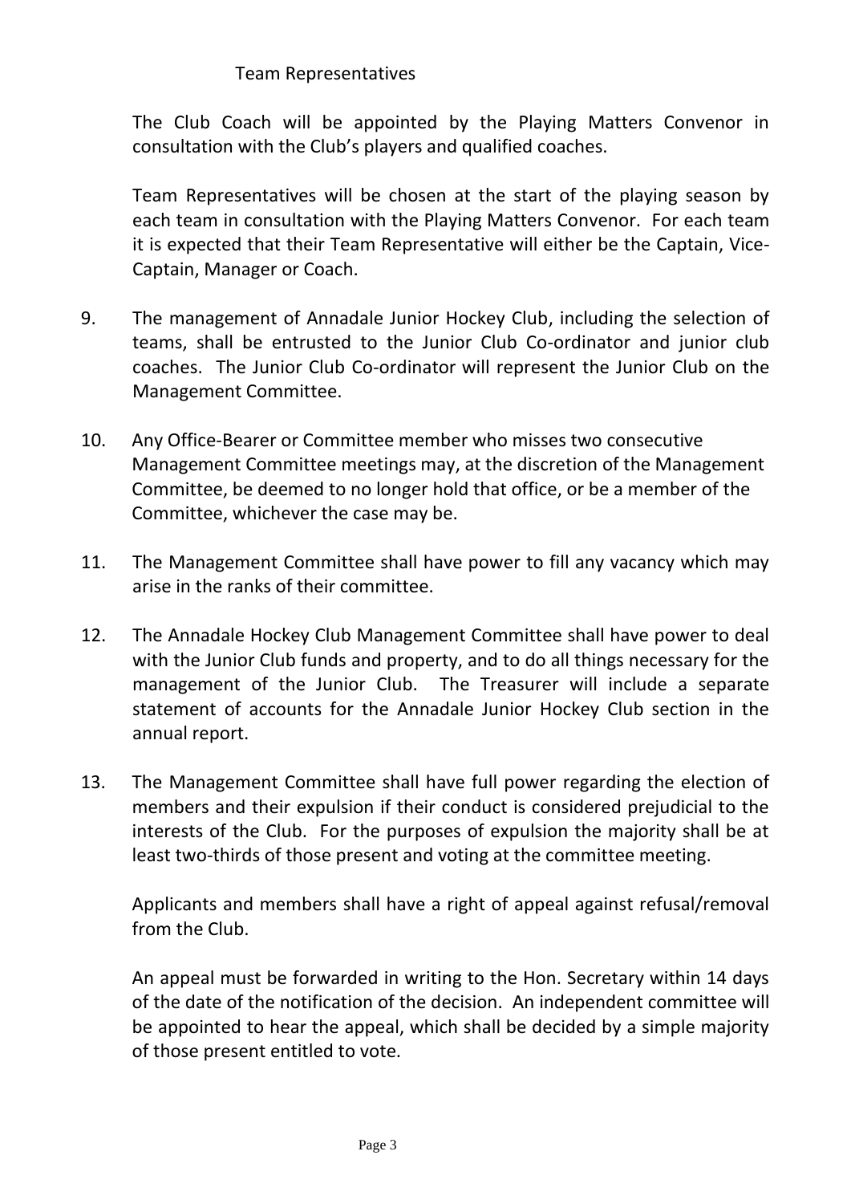Team Representatives

The Club Coach will be appointed by the Playing Matters Convenor in consultation with the Club's players and qualified coaches.

Team Representatives will be chosen at the start of the playing season by each team in consultation with the Playing Matters Convenor. For each team it is expected that their Team Representative will either be the Captain, Vice-Captain, Manager or Coach.

9. The management of Annadale Junior Hockey Club, including the selection of teams, shall be entrusted to the Junior Club Co-ordinator and junior club coaches. The Junior Club Co-ordinator will represent the Junior Club on the Management Committee.

10. Any Office-Bearer or Committee member who misses two consecutive Management Committee meetings may, at the discretion of the Management Committee, be deemed to no longer hold that office, or be a member of the Committee, whichever the case may be.

11. The Management Committee shall have power to fill any vacancy which may arise in the ranks of their committee.

12. The Annadale Hockey Club Management Committee shall have power to deal with the Junior Club funds and property, and to do all things necessary for the management of the Junior Club. The Treasurer will include a separate statement of accounts for the Annadale Junior Hockey Club section in the annual report.

13. The Management Committee shall have full power regarding the election of members and their expulsion if their conduct is considered prejudicial to the interests of the Club. For the purposes of expulsion the majority shall be at least two-thirds of those present and voting at the committee meeting.

    Applicants and members shall have a right of appeal against refusal/removal from the Club.

    An appeal must be forwarded in writing to the Hon. Secretary within 14 days of the date of the notification of the decision. An independent committee will be appointed to hear the appeal, which shall be decided by a simple majority of those present entitled to vote.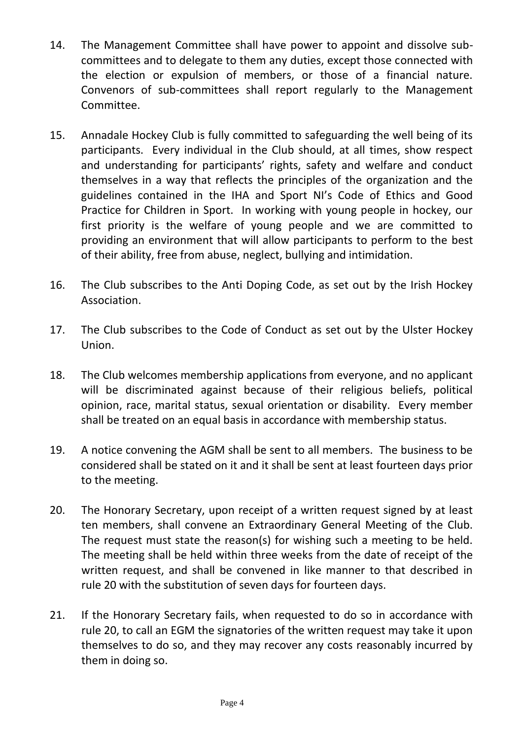14. The Management Committee shall have power to appoint and dissolve sub-committees and to delegate to them any duties, except those connected with the election or expulsion of members, or those of a financial nature. Convenors of sub-committees shall report regularly to the Management Committee.

15. Annadale Hockey Club is fully committed to safeguarding the well being of its participants. Every individual in the Club should, at all times, show respect and understanding for participants' rights, safety and welfare and conduct themselves in a way that reflects the principles of the organization and the guidelines contained in the IHA and Sport NI's Code of Ethics and Good Practice for Children in Sport. In working with young people in hockey, our first priority is the welfare of young people and we are committed to providing an environment that will allow participants to perform to the best of their ability, free from abuse, neglect, bullying and intimidation.

16. The Club subscribes to the Anti Doping Code, as set out by the Irish Hockey Association.

17. The Club subscribes to the Code of Conduct as set out by the Ulster Hockey Union.

18. The Club welcomes membership applications from everyone, and no applicant will be discriminated against because of their religious beliefs, political opinion, race, marital status, sexual orientation or disability. Every member shall be treated on an equal basis in accordance with membership status.

19. A notice convening the AGM shall be sent to all members. The business to be considered shall be stated on it and it shall be sent at least fourteen days prior to the meeting.

20. The Honorary Secretary, upon receipt of a written request signed by at least ten members, shall convene an Extraordinary General Meeting of the Club. The request must state the reason(s) for wishing such a meeting to be held. The meeting shall be held within three weeks from the date of receipt of the written request, and shall be convened in like manner to that described in rule 20 with the substitution of seven days for fourteen days.

21. If the Honorary Secretary fails, when requested to do so in accordance with rule 20, to call an EGM the signatories of the written request may take it upon themselves to do so, and they may recover any costs reasonably incurred by them in doing so.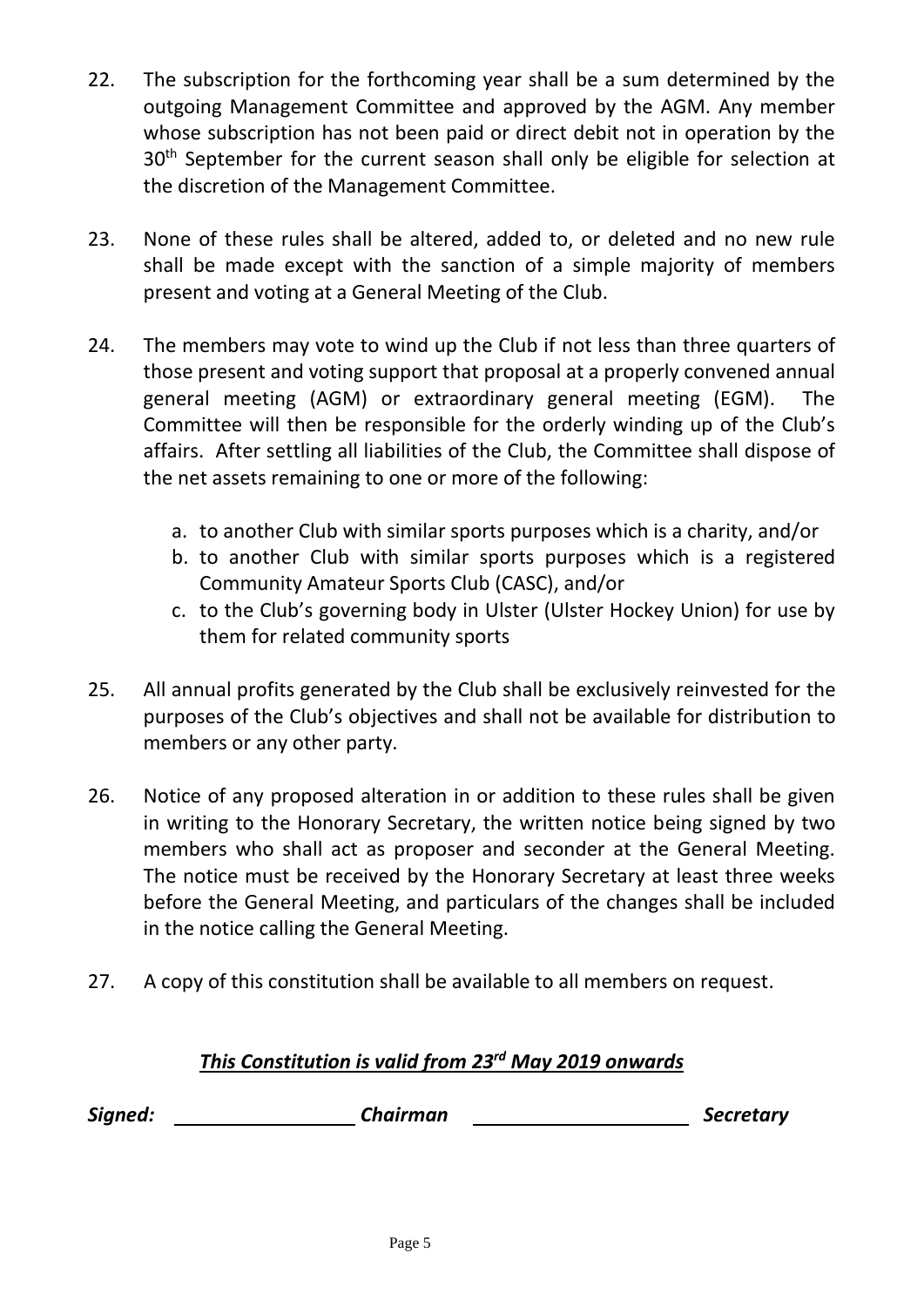22. The subscription for the forthcoming year shall be a sum determined by the outgoing Management Committee and approved by the AGM. Any member whose subscription has not been paid or direct debit not in operation by the 30th September for the current season shall only be eligible for selection at the discretion of the Management Committee.

23. None of these rules shall be altered, added to, or deleted and no new rule shall be made except with the sanction of a simple majority of members present and voting at a General Meeting of the Club.

24. The members may vote to wind up the Club if not less than three quarters of those present and voting support that proposal at a properly convened annual general meeting (AGM) or extraordinary general meeting (EGM). The Committee will then be responsible for the orderly winding up of the Club's affairs. After settling all liabilities of the Club, the Committee shall dispose of the net assets remaining to one or more of the following:

    a. to another Club with similar sports purposes which is a charity, and/or
    b. to another Club with similar sports purposes which is a registered Community Amateur Sports Club (CASC), and/or
    c. to the Club's governing body in Ulster (Ulster Hockey Union) for use by them for related community sports

25. All annual profits generated by the Club shall be exclusively reinvested for the purposes of the Club's objectives and shall not be available for distribution to members or any other party.

26. Notice of any proposed alteration in or addition to these rules shall be given in writing to the Honorary Secretary, the written notice being signed by two members who shall act as proposer and seconder at the General Meeting. The notice must be received by the Honorary Secretary at least three weeks before the General Meeting, and particulars of the changes shall be included in the notice calling the General Meeting.

27. A copy of this constitution shall be available to all members on request.

***This Constitution is valid from 23rd May 2019 onwards***

***Signed:*** \_\_\_\_\_\_\_\_\_\_\_\_\_\_\_\_ ***Chairman*** \_\_\_\_\_\_\_\_\_\_\_\_\_\_\_\_\_\_\_\_ ***Secretary***